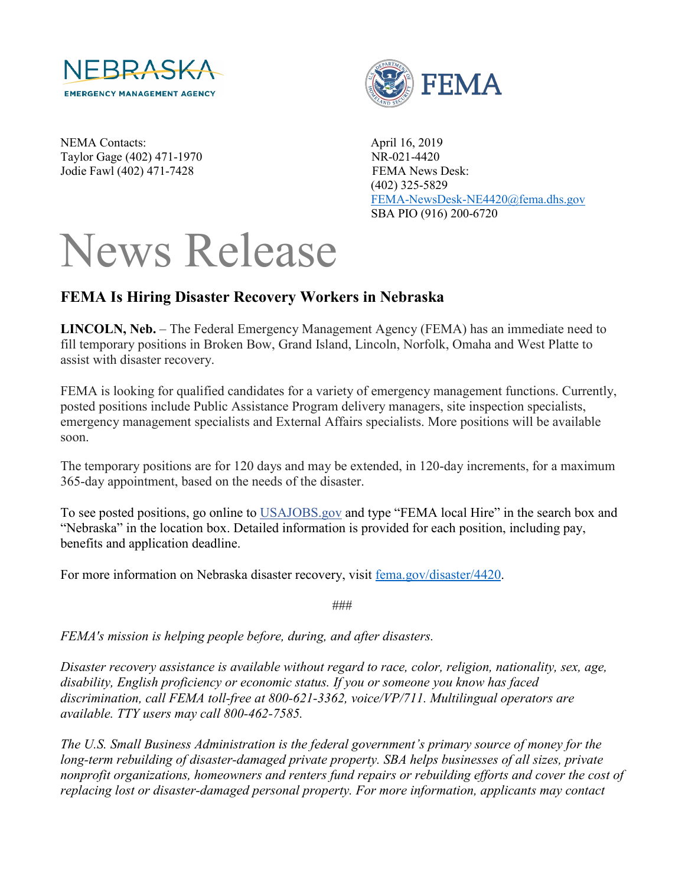NEBRASKA EMERGENCY MANAGEMENT AGENCY

FEMA

NEMA Contacts:
Taylor Gage (402) 471-1970
Jodie Fawl (402) 471-7428

April 16, 2019
NR-021-4420
FEMA News Desk:
(402) 325-5829
FEMA-NewsDesk-NE4420@fema.dhs.gov
SBA PIO (916) 200-6720

# News Release

## FEMA Is Hiring Disaster Recovery Workers in Nebraska

**LINCOLN, Neb.** – The Federal Emergency Management Agency (FEMA) has an immediate need to fill temporary positions in Broken Bow, Grand Island, Lincoln, Norfolk, Omaha and West Platte to assist with disaster recovery.

FEMA is looking for qualified candidates for a variety of emergency management functions. Currently, posted positions include Public Assistance Program delivery managers, site inspection specialists, emergency management specialists and External Affairs specialists. More positions will be available soon.

The temporary positions are for 120 days and may be extended, in 120-day increments, for a maximum 365-day appointment, based on the needs of the disaster.

To see posted positions, go online to USAJOBS.gov and type "FEMA local Hire" in the search box and "Nebraska" in the location box. Detailed information is provided for each position, including pay, benefits and application deadline.

For more information on Nebraska disaster recovery, visit fema.gov/disaster/4420.

###

*FEMA's mission is helping people before, during, and after disasters.*

*Disaster recovery assistance is available without regard to race, color, religion, nationality, sex, age, disability, English proficiency or economic status. If you or someone you know has faced discrimination, call FEMA toll-free at 800-621-3362, voice/VP/711. Multilingual operators are available. TTY users may call 800-462-7585.*

*The U.S. Small Business Administration is the federal government's primary source of money for the long-term rebuilding of disaster-damaged private property. SBA helps businesses of all sizes, private nonprofit organizations, homeowners and renters fund repairs or rebuilding efforts and cover the cost of replacing lost or disaster-damaged personal property. For more information, applicants may contact*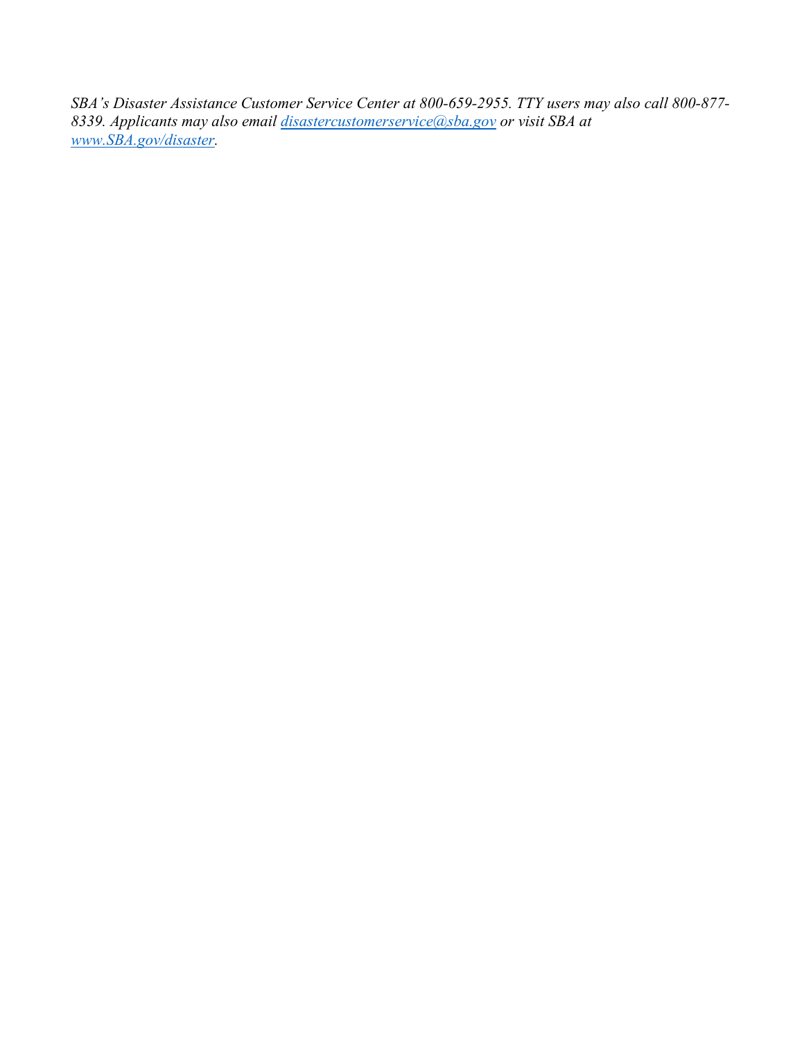*SBA's Disaster Assistance Customer Service Center at 800-659-2955. TTY users may also call 800-877-8339. Applicants may also email [disastercustomerservice@sba.gov](mailto:disastercustomerservice@sba.gov) or visit SBA at [www.SBA.gov/disaster](http://www.SBA.gov/disaster).*